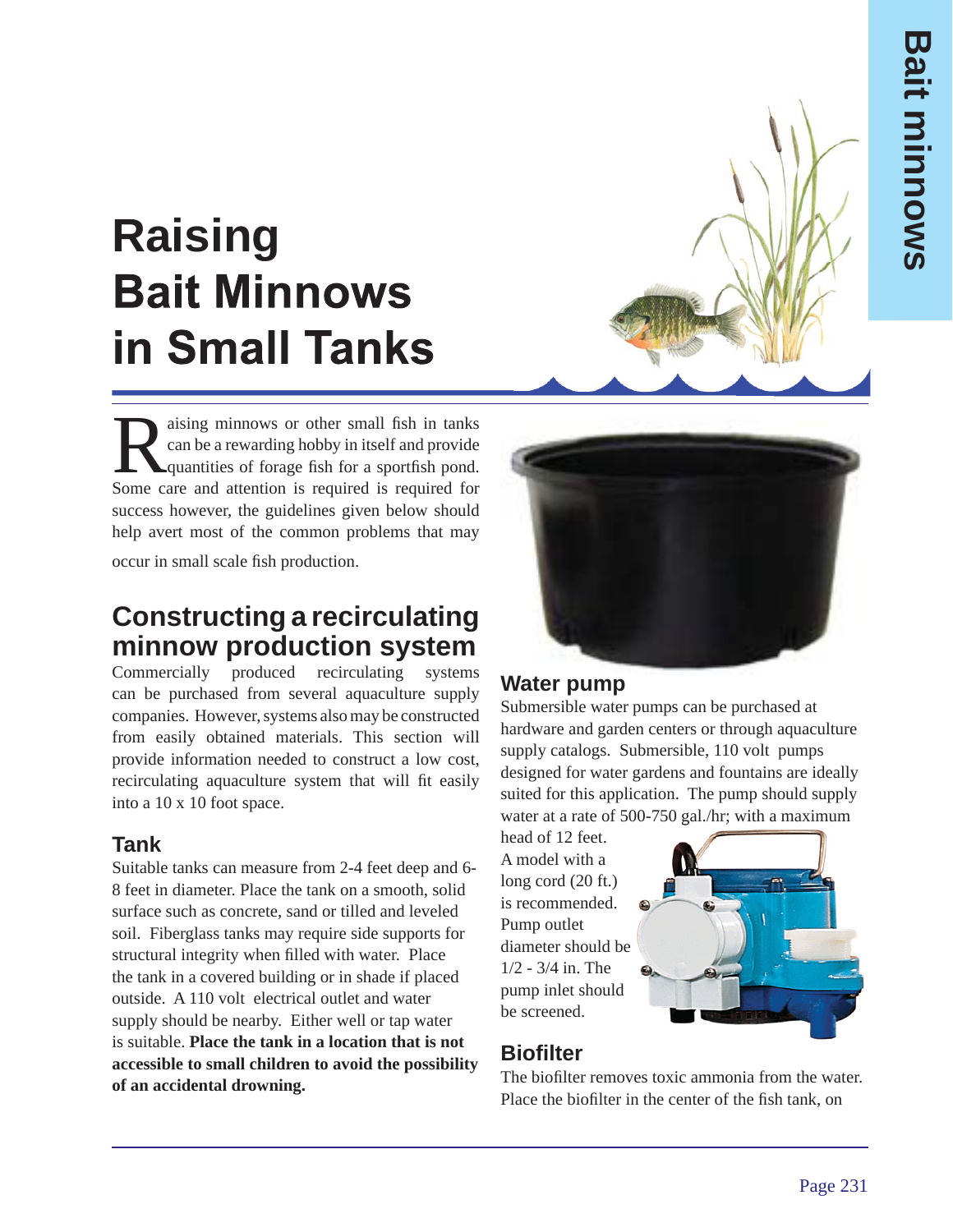# Raising Bait Minnows in Small Tanks

Raising minnows or other small fish in tanks can be a rewarding hobby in itself and provide quantities of forage fish for a sportfish pond. Some care and attention is required is required for success however, the guidelines given below should help avert most of the common problems that may occur in small scale fish production.

## Constructing a recirculating minnow production system

Commercially produced recirculating systems can be purchased from several aquaculture supply companies. However, systems also may be constructed from easily obtained materials. This section will provide information needed to construct a low cost, recirculating aquaculture system that will fit easily into a 10 x 10 foot space.

### Tank

Suitable tanks can measure from 2-4 feet deep and 6-8 feet in diameter. Place the tank on a smooth, solid surface such as concrete, sand or tilled and leveled soil. Fiberglass tanks may require side supports for structural integrity when filled with water. Place the tank in a covered building or in shade if placed outside. A 110 volt electrical outlet and water supply should be nearby. Either well or tap water is suitable. **Place the tank in a location that is not accessible to small children to avoid the possibility of an accidental drowning.**

### Water pump

Submersible water pumps can be purchased at hardware and garden centers or through aquaculture supply catalogs. Submersible, 110 volt pumps designed for water gardens and fountains are ideally suited for this application. The pump should supply water at a rate of 500-750 gal./hr; with a maximum head of 12 feet. A model with a long cord (20 ft.) is recommended. Pump outlet diameter should be 1/2 - 3/4 in. The pump inlet should be screened.

### Biofilter

The biofilter removes toxic ammonia from the water. Place the biofilter in the center of the fish tank, on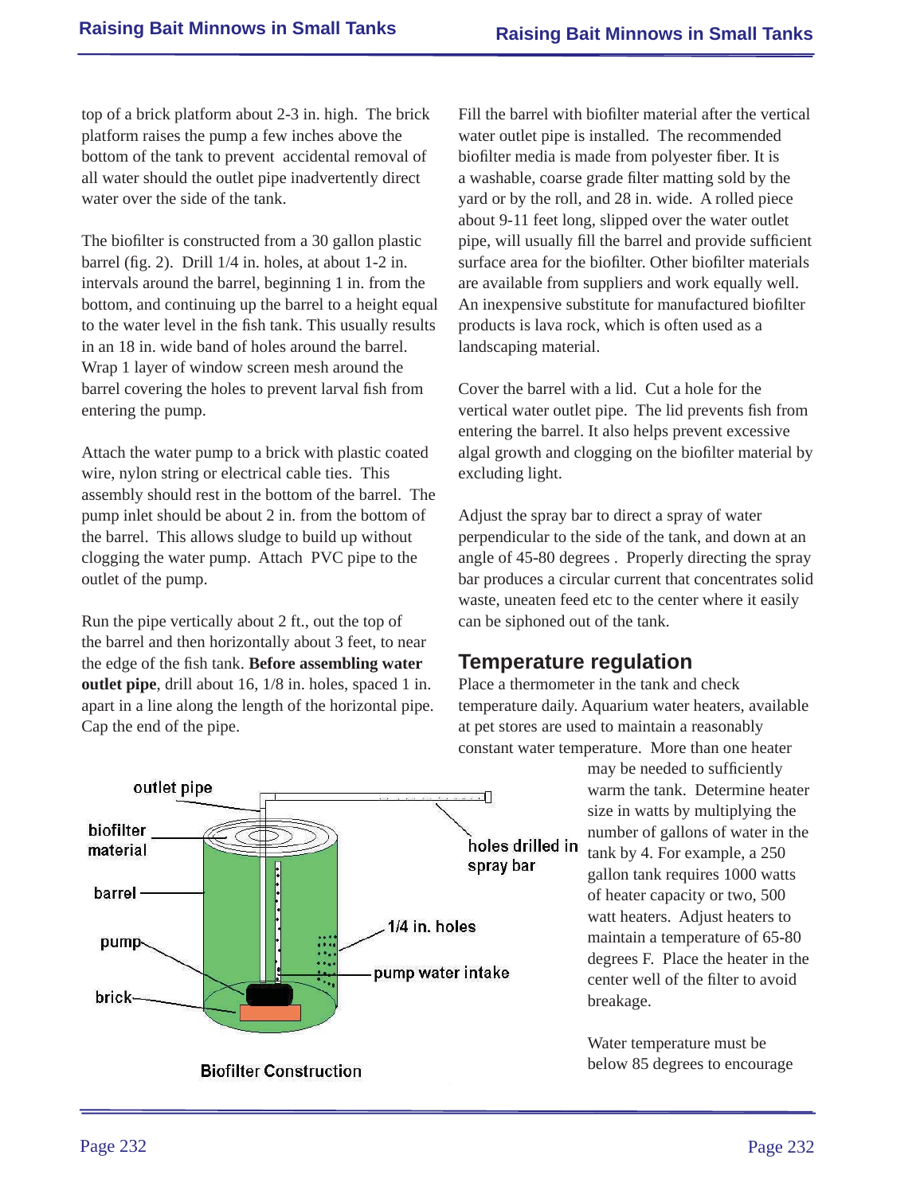top of a brick platform about 2-3 in. high. The brick platform raises the pump a few inches above the bottom of the tank to prevent accidental removal of all water should the outlet pipe inadvertently direct water over the side of the tank.

The biofilter is constructed from a 30 gallon plastic barrel (fig. 2). Drill 1/4 in. holes, at about 1-2 in. intervals around the barrel, beginning 1 in. from the bottom, and continuing up the barrel to a height equal to the water level in the fish tank. This usually results in an 18 in. wide band of holes around the barrel. Wrap 1 layer of window screen mesh around the barrel covering the holes to prevent larval fish from entering the pump.

Attach the water pump to a brick with plastic coated wire, nylon string or electrical cable ties. This assembly should rest in the bottom of the barrel. The pump inlet should be about 2 in. from the bottom of the barrel. This allows sludge to build up without clogging the water pump. Attach PVC pipe to the outlet of the pump.

Run the pipe vertically about 2 ft., out the top of the barrel and then horizontally about 3 feet, to near the edge of the fish tank. **Before assembling water outlet pipe**, drill about 16, 1/8 in. holes, spaced 1 in. apart in a line along the length of the horizontal pipe. Cap the end of the pipe.

outlet pipe

biofilter material

barrel

pump

brick

holes drilled in spray bar

1/4 in. holes

pump water intake

Biofilter Construction

Fill the barrel with biofilter material after the vertical water outlet pipe is installed. The recommended biofilter media is made from polyester fiber. It is a washable, coarse grade filter matting sold by the yard or by the roll, and 28 in. wide. A rolled piece about 9-11 feet long, slipped over the water outlet pipe, will usually fill the barrel and provide sufficient surface area for the biofilter. Other biofilter materials are available from suppliers and work equally well. An inexpensive substitute for manufactured biofilter products is lava rock, which is often used as a landscaping material.

Cover the barrel with a lid. Cut a hole for the vertical water outlet pipe. The lid prevents fish from entering the barrel. It also helps prevent excessive algal growth and clogging on the biofilter material by excluding light.

Adjust the spray bar to direct a spray of water perpendicular to the side of the tank, and down at an angle of 45-80 degrees . Properly directing the spray bar produces a circular current that concentrates solid waste, uneaten feed etc to the center where it easily can be siphoned out of the tank.

## Temperature regulation

Place a thermometer in the tank and check temperature daily. Aquarium water heaters, available at pet stores are used to maintain a reasonably constant water temperature. More than one heater may be needed to sufficiently warm the tank. Determine heater size in watts by multiplying the number of gallons of water in the tank by 4. For example, a 250 gallon tank requires 1000 watts of heater capacity or two, 500 watt heaters. Adjust heaters to maintain a temperature of 65-80 degrees F. Place the heater in the center well of the filter to avoid breakage.

Water temperature must be below 85 degrees to encourage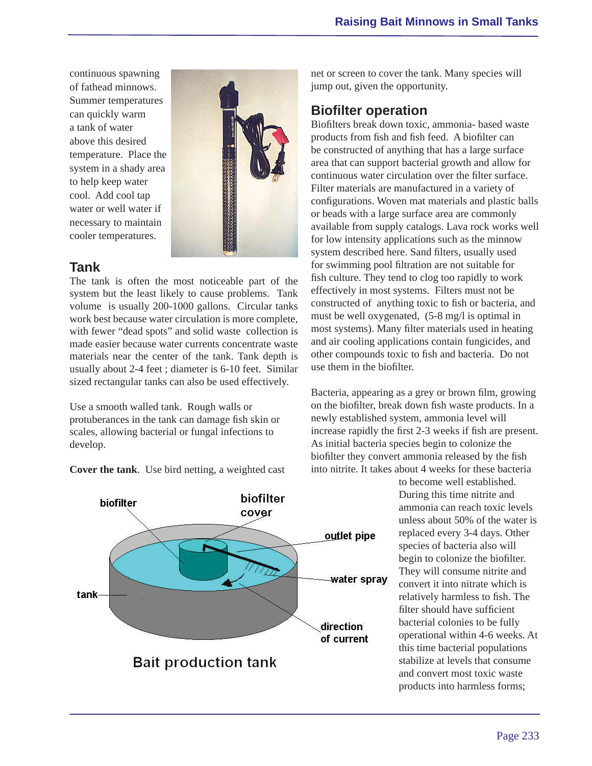continuous spawning of fathead minnows. Summer temperatures can quickly warm a tank of water above this desired temperature. Place the system in a shady area to help keep water cool. Add cool tap water or well water if necessary to maintain cooler temperatures.

## Tank

The tank is often the most noticeable part of the system but the least likely to cause problems. Tank volume is usually 200-1000 gallons. Circular tanks work best because water circulation is more complete, with fewer "dead spots" and solid waste collection is made easier because water currents concentrate waste materials near the center of the tank. Tank depth is usually about 2-4 feet ; diameter is 6-10 feet. Similar sized rectangular tanks can also be used effectively.

Use a smooth walled tank. Rough walls or protuberances in the tank can damage fish skin or scales, allowing bacterial or fungal infections to develop.

**Cover the tank**. Use bird netting, a weighted cast net or screen to cover the tank. Many species will jump out, given the opportunity.

## Biofilter operation

Biofilters break down toxic, ammonia- based waste products from fish and fish feed. A biofilter can be constructed of anything that has a large surface area that can support bacterial growth and allow for continuous water circulation over the filter surface. Filter materials are manufactured in a variety of configurations. Woven mat materials and plastic balls or beads with a large surface area are commonly available from supply catalogs. Lava rock works well for low intensity applications such as the minnow system described here. Sand filters, usually used for swimming pool filtration are not suitable for fish culture. They tend to clog too rapidly to work effectively in most systems. Filters must not be constructed of anything toxic to fish or bacteria, and must be well oxygenated, (5-8 mg/l is optimal in most systems). Many filter materials used in heating and air cooling applications contain fungicides, and other compounds toxic to fish and bacteria. Do not use them in the biofilter.

Bacteria, appearing as a grey or brown film, growing on the biofilter, break down fish waste products. In a newly established system, ammonia level will increase rapidly the first 2-3 weeks if fish are present. As initial bacteria species begin to colonize the biofilter they convert ammonia released by the fish into nitrite. It takes about 4 weeks for these bacteria to become well established. During this time nitrite and ammonia can reach toxic levels unless about 50% of the water is replaced every 3-4 days. Other species of bacteria also will begin to colonize the biofilter. They will consume nitrite and convert it into nitrate which is relatively harmless to fish. The filter should have sufficient bacterial colonies to be fully operational within 4-6 weeks. At this time bacterial populations stabilize at levels that consume and convert most toxic waste products into harmless forms;

Bait production tank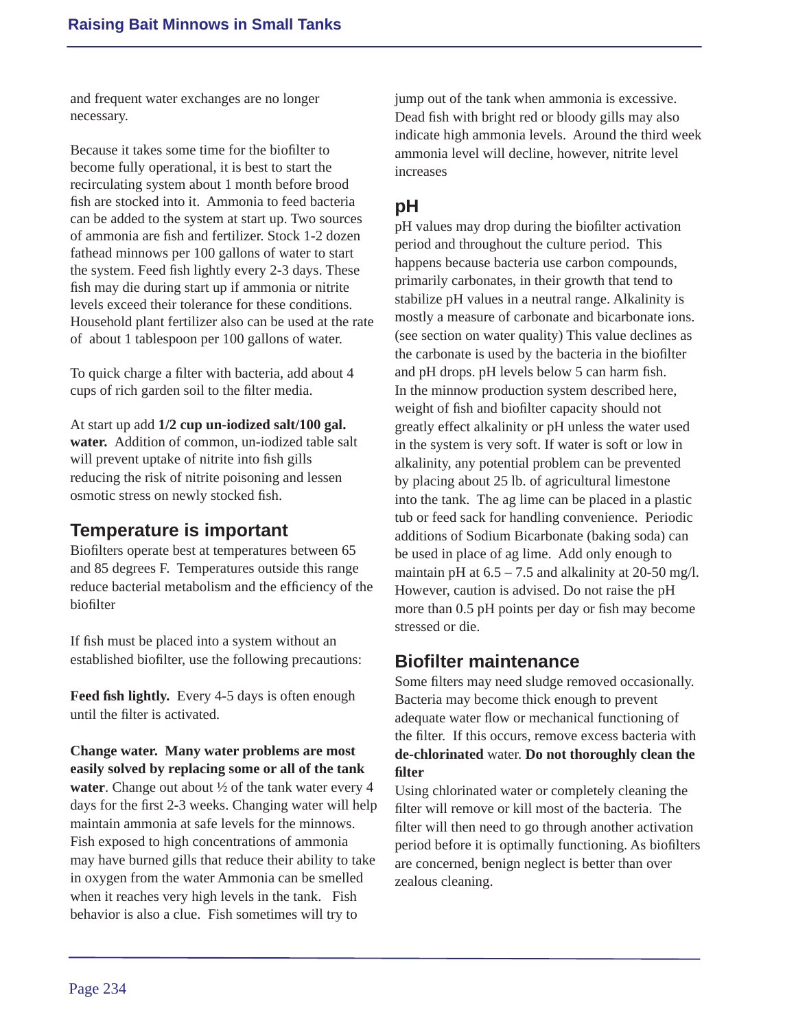and frequent water exchanges are no longer necessary.

Because it takes some time for the biofilter to become fully operational, it is best to start the recirculating system about 1 month before brood fish are stocked into it. Ammonia to feed bacteria can be added to the system at start up. Two sources of ammonia are fish and fertilizer. Stock 1-2 dozen fathead minnows per 100 gallons of water to start the system. Feed fish lightly every 2-3 days. These fish may die during start up if ammonia or nitrite levels exceed their tolerance for these conditions. Household plant fertilizer also can be used at the rate of about 1 tablespoon per 100 gallons of water.

To quick charge a filter with bacteria, add about 4 cups of rich garden soil to the filter media.

At start up add **1/2 cup un-iodized salt/100 gal. water.** Addition of common, un-iodized table salt will prevent uptake of nitrite into fish gills reducing the risk of nitrite poisoning and lessen osmotic stress on newly stocked fish.

## Temperature is important

Biofilters operate best at temperatures between 65 and 85 degrees F. Temperatures outside this range reduce bacterial metabolism and the efficiency of the biofilter

If fish must be placed into a system without an established biofilter, use the following precautions:

**Feed fish lightly.** Every 4-5 days is often enough until the filter is activated.

**Change water. Many water problems are most easily solved by replacing some or all of the tank water**. Change out about ½ of the tank water every 4 days for the first 2-3 weeks. Changing water will help maintain ammonia at safe levels for the minnows. Fish exposed to high concentrations of ammonia may have burned gills that reduce their ability to take in oxygen from the water Ammonia can be smelled when it reaches very high levels in the tank. Fish behavior is also a clue. Fish sometimes will try to jump out of the tank when ammonia is excessive. Dead fish with bright red or bloody gills may also indicate high ammonia levels. Around the third week ammonia level will decline, however, nitrite level increases

## pH

pH values may drop during the biofilter activation period and throughout the culture period. This happens because bacteria use carbon compounds, primarily carbonates, in their growth that tend to stabilize pH values in a neutral range. Alkalinity is mostly a measure of carbonate and bicarbonate ions. (see section on water quality) This value declines as the carbonate is used by the bacteria in the biofilter and pH drops. pH levels below 5 can harm fish. In the minnow production system described here, weight of fish and biofilter capacity should not greatly effect alkalinity or pH unless the water used in the system is very soft. If water is soft or low in alkalinity, any potential problem can be prevented by placing about 25 lb. of agricultural limestone into the tank. The ag lime can be placed in a plastic tub or feed sack for handling convenience. Periodic additions of Sodium Bicarbonate (baking soda) can be used in place of ag lime. Add only enough to maintain pH at 6.5 – 7.5 and alkalinity at 20-50 mg/l. However, caution is advised. Do not raise the pH more than 0.5 pH points per day or fish may become stressed or die.

## Biofilter maintenance

Some filters may need sludge removed occasionally. Bacteria may become thick enough to prevent adequate water flow or mechanical functioning of the filter. If this occurs, remove excess bacteria with **de-chlorinated** water. **Do not thoroughly clean the filter**

Using chlorinated water or completely cleaning the filter will remove or kill most of the bacteria. The filter will then need to go through another activation period before it is optimally functioning. As biofilters are concerned, benign neglect is better than over zealous cleaning.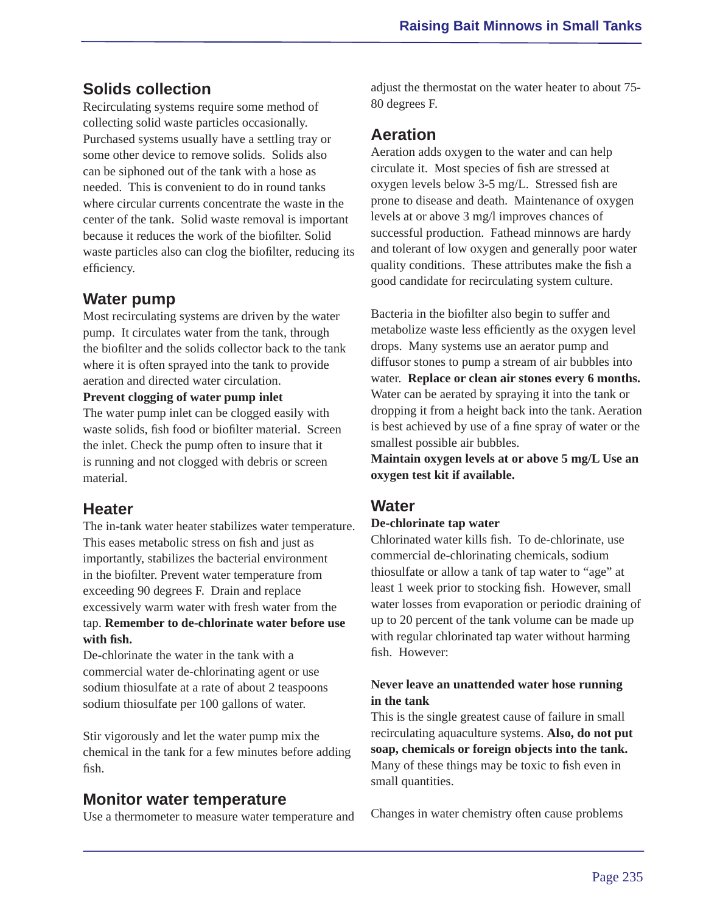## Solids collection

Recirculating systems require some method of collecting solid waste particles occasionally. Purchased systems usually have a settling tray or some other device to remove solids. Solids also can be siphoned out of the tank with a hose as needed. This is convenient to do in round tanks where circular currents concentrate the waste in the center of the tank. Solid waste removal is important because it reduces the work of the biofilter. Solid waste particles also can clog the biofilter, reducing its efficiency.

## Water pump

Most recirculating systems are driven by the water pump. It circulates water from the tank, through the biofilter and the solids collector back to the tank where it is often sprayed into the tank to provide aeration and directed water circulation.

**Prevent clogging of water pump inlet**

The water pump inlet can be clogged easily with waste solids, fish food or biofilter material. Screen the inlet. Check the pump often to insure that it is running and not clogged with debris or screen material.

## Heater

The in-tank water heater stabilizes water temperature. This eases metabolic stress on fish and just as importantly, stabilizes the bacterial environment in the biofilter. Prevent water temperature from exceeding 90 degrees F. Drain and replace excessively warm water with fresh water from the tap. **Remember to de-chlorinate water before use with fish.**

De-chlorinate the water in the tank with a commercial water de-chlorinating agent or use sodium thiosulfate at a rate of about 2 teaspoons sodium thiosulfate per 100 gallons of water.

Stir vigorously and let the water pump mix the chemical in the tank for a few minutes before adding fish.

## Monitor water temperature

Use a thermometer to measure water temperature and adjust the thermostat on the water heater to about 75-80 degrees F.

## Aeration

Aeration adds oxygen to the water and can help circulate it. Most species of fish are stressed at oxygen levels below 3-5 mg/L. Stressed fish are prone to disease and death. Maintenance of oxygen levels at or above 3 mg/l improves chances of successful production. Fathead minnows are hardy and tolerant of low oxygen and generally poor water quality conditions. These attributes make the fish a good candidate for recirculating system culture.

Bacteria in the biofilter also begin to suffer and metabolize waste less efficiently as the oxygen level drops. Many systems use an aerator pump and diffusor stones to pump a stream of air bubbles into water. **Replace or clean air stones every 6 months.** Water can be aerated by spraying it into the tank or dropping it from a height back into the tank. Aeration is best achieved by use of a fine spray of water or the smallest possible air bubbles.

**Maintain oxygen levels at or above 5 mg/L Use an oxygen test kit if available.**

## Water

**De-chlorinate tap water**

Chlorinated water kills fish. To de-chlorinate, use commercial de-chlorinating chemicals, sodium thiosulfate or allow a tank of tap water to "age" at least 1 week prior to stocking fish. However, small water losses from evaporation or periodic draining of up to 20 percent of the tank volume can be made up with regular chlorinated tap water without harming fish. However:

**Never leave an unattended water hose running in the tank**

This is the single greatest cause of failure in small recirculating aquaculture systems. **Also, do not put soap, chemicals or foreign objects into the tank.** Many of these things may be toxic to fish even in small quantities.

Changes in water chemistry often cause problems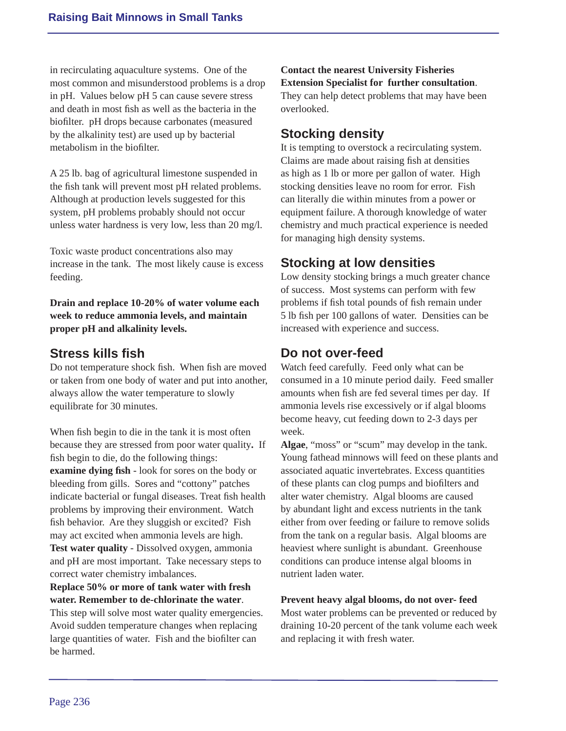in recirculating aquaculture systems. One of the most common and misunderstood problems is a drop in pH. Values below pH 5 can cause severe stress and death in most fish as well as the bacteria in the biofilter. pH drops because carbonates (measured by the alkalinity test) are used up by bacterial metabolism in the biofilter.

A 25 lb. bag of agricultural limestone suspended in the fish tank will prevent most pH related problems. Although at production levels suggested for this system, pH problems probably should not occur unless water hardness is very low, less than 20 mg/l.

Toxic waste product concentrations also may increase in the tank. The most likely cause is excess feeding.

**Drain and replace 10-20% of water volume each week to reduce ammonia levels, and maintain proper pH and alkalinity levels.**

## Stress kills fish

Do not temperature shock fish. When fish are moved or taken from one body of water and put into another, always allow the water temperature to slowly equilibrate for 30 minutes.

When fish begin to die in the tank it is most often because they are stressed from poor water quality**.** If fish begin to die, do the following things:

**examine dying fish** - look for sores on the body or bleeding from gills. Sores and "cottony" patches indicate bacterial or fungal diseases. Treat fish health problems by improving their environment. Watch fish behavior. Are they sluggish or excited? Fish may act excited when ammonia levels are high.

**Test water quality** - Dissolved oxygen, ammonia and pH are most important. Take necessary steps to correct water chemistry imbalances.

**Replace 50% or more of tank water with fresh water. Remember to de-chlorinate the water**. This step will solve most water quality emergencies. Avoid sudden temperature changes when replacing large quantities of water. Fish and the biofilter can be harmed.

**Contact the nearest University Fisheries Extension Specialist for further consultation**. They can help detect problems that may have been overlooked.

## Stocking density

It is tempting to overstock a recirculating system. Claims are made about raising fish at densities as high as 1 lb or more per gallon of water. High stocking densities leave no room for error. Fish can literally die within minutes from a power or equipment failure. A thorough knowledge of water chemistry and much practical experience is needed for managing high density systems.

## Stocking at low densities

Low density stocking brings a much greater chance of success. Most systems can perform with few problems if fish total pounds of fish remain under 5 lb fish per 100 gallons of water. Densities can be increased with experience and success.

## Do not over-feed

Watch feed carefully. Feed only what can be consumed in a 10 minute period daily. Feed smaller amounts when fish are fed several times per day. If ammonia levels rise excessively or if algal blooms become heavy, cut feeding down to 2-3 days per week.

**Algae**, "moss" or "scum" may develop in the tank. Young fathead minnows will feed on these plants and associated aquatic invertebrates. Excess quantities of these plants can clog pumps and biofilters and alter water chemistry. Algal blooms are caused by abundant light and excess nutrients in the tank either from over feeding or failure to remove solids from the tank on a regular basis. Algal blooms are heaviest where sunlight is abundant. Greenhouse conditions can produce intense algal blooms in nutrient laden water.

**Prevent heavy algal blooms, do not over- feed**

Most water problems can be prevented or reduced by draining 10-20 percent of the tank volume each week and replacing it with fresh water.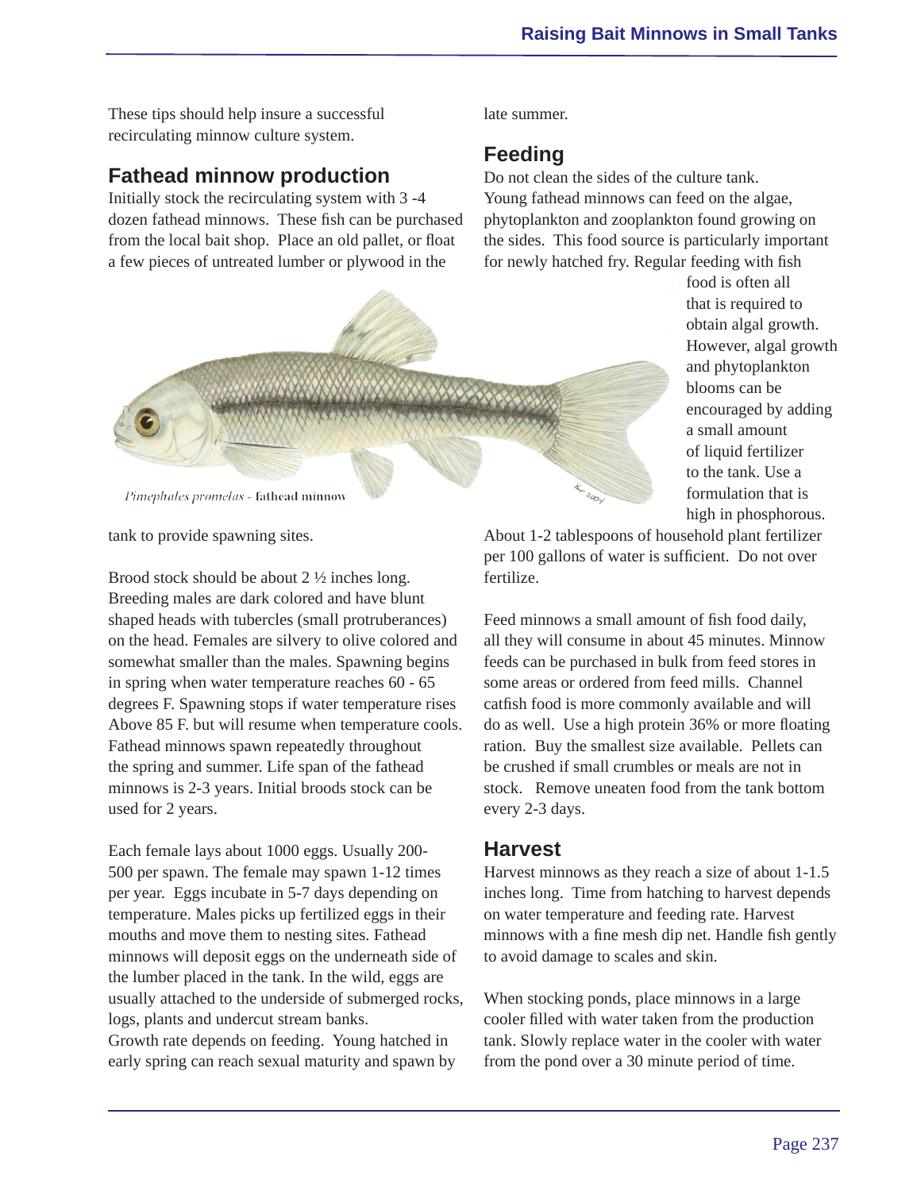These tips should help insure a successful recirculating minnow culture system.

## Fathead minnow production

Initially stock the recirculating system with 3 -4 dozen fathead minnows. These fish can be purchased from the local bait shop. Place an old pallet, or float a few pieces of untreated lumber or plywood in the tank to provide spawning sites.

*Pimephales promelas* - fathead minnow

Brood stock should be about 2 ½ inches long. Breeding males are dark colored and have blunt shaped heads with tubercles (small protruberances) on the head. Females are silvery to olive colored and somewhat smaller than the males. Spawning begins in spring when water temperature reaches 60 - 65 degrees F. Spawning stops if water temperature rises Above 85 F. but will resume when temperature cools. Fathead minnows spawn repeatedly throughout the spring and summer. Life span of the fathead minnows is 2-3 years. Initial broods stock can be used for 2 years.

Each female lays about 1000 eggs. Usually 200-500 per spawn. The female may spawn 1-12 times per year. Eggs incubate in 5-7 days depending on temperature. Males picks up fertilized eggs in their mouths and move them to nesting sites. Fathead minnows will deposit eggs on the underneath side of the lumber placed in the tank. In the wild, eggs are usually attached to the underside of submerged rocks, logs, plants and undercut stream banks.
Growth rate depends on feeding. Young hatched in early spring can reach sexual maturity and spawn by late summer.

## Feeding

Do not clean the sides of the culture tank. Young fathead minnows can feed on the algae, phytoplankton and zooplankton found growing on the sides. This food source is particularly important for newly hatched fry. Regular feeding with fish food is often all that is required to obtain algal growth. However, algal growth and phytoplankton blooms can be encouraged by adding a small amount of liquid fertilizer to the tank. Use a formulation that is high in phosphorous. About 1-2 tablespoons of household plant fertilizer per 100 gallons of water is sufficient. Do not over fertilize.

Feed minnows a small amount of fish food daily, all they will consume in about 45 minutes. Minnow feeds can be purchased in bulk from feed stores in some areas or ordered from feed mills. Channel catfish food is more commonly available and will do as well. Use a high protein 36% or more floating ration. Buy the smallest size available. Pellets can be crushed if small crumbles or meals are not in stock. Remove uneaten food from the tank bottom every 2-3 days.

## Harvest

Harvest minnows as they reach a size of about 1-1.5 inches long. Time from hatching to harvest depends on water temperature and feeding rate. Harvest minnows with a fine mesh dip net. Handle fish gently to avoid damage to scales and skin.

When stocking ponds, place minnows in a large cooler filled with water taken from the production tank. Slowly replace water in the cooler with water from the pond over a 30 minute period of time.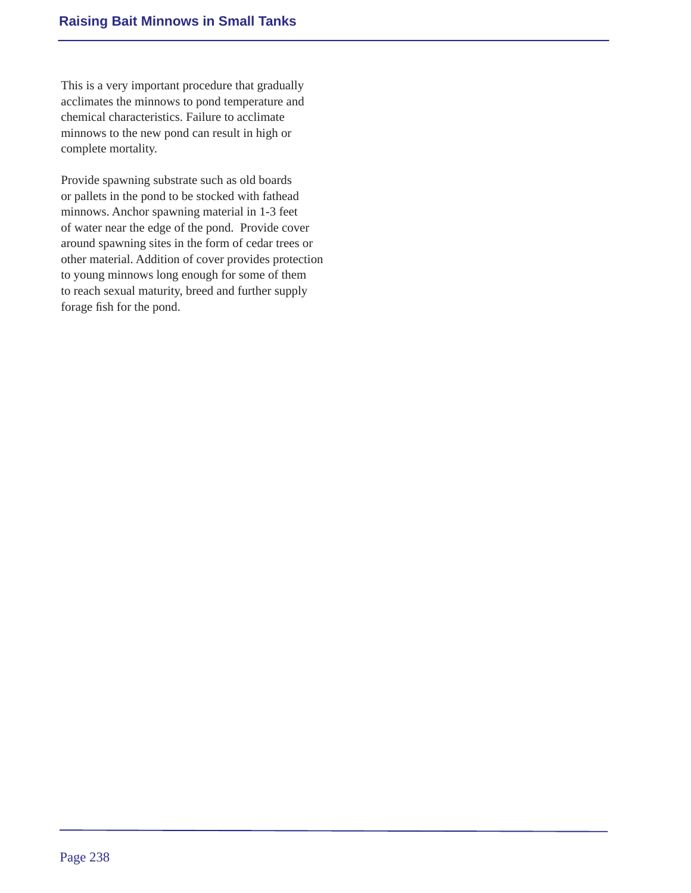This is a very important procedure that gradually acclimates the minnows to pond temperature and chemical characteristics. Failure to acclimate minnows to the new pond can result in high or complete mortality.

Provide spawning substrate such as old boards or pallets in the pond to be stocked with fathead minnows. Anchor spawning material in 1-3 feet of water near the edge of the pond. Provide cover around spawning sites in the form of cedar trees or other material. Addition of cover provides protection to young minnows long enough for some of them to reach sexual maturity, breed and further supply forage fish for the pond.